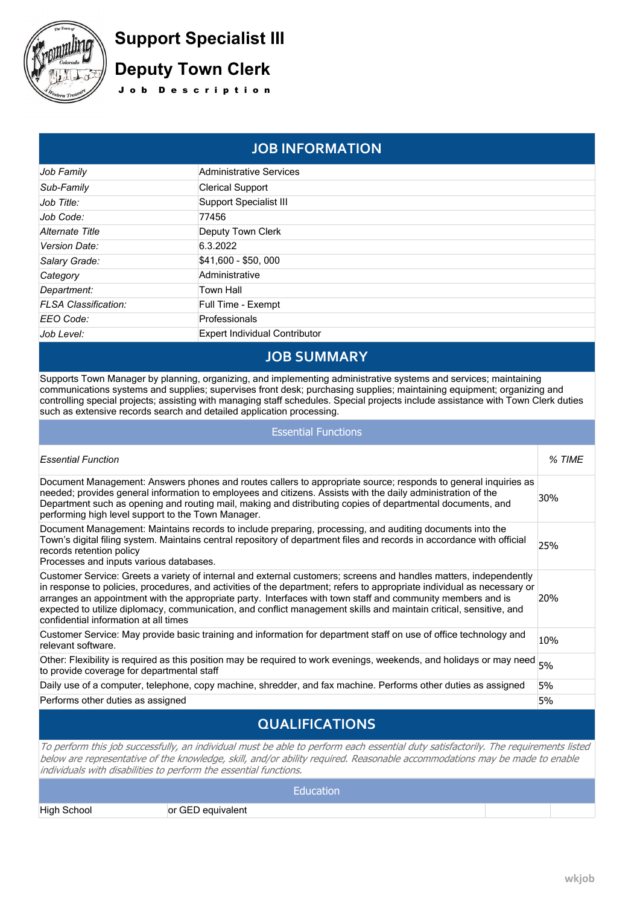# Support Specialist III

# Deputy Town Clerk

**Job Description**

## JOB INFORMATION

| | |
|---|---|
| *Job Family* | Administrative Services |
| *Sub-Family* | Clerical Support |
| *Job Title:* | Support Specialist III |
| *Job Code:* | 77456 |
| *Alternate Title* | Deputy Town Clerk |
| *Version Date:* | 6.3.2022 |
| *Salary Grade:* | $41,600 - $50, 000 |
| *Category* | Administrative |
| *Department:* | Town Hall |
| *FLSA Classification:* | Full Time - Exempt |
| *EEO Code:* | Professionals |
| *Job Level:* | Expert Individual Contributor |

## JOB SUMMARY

Supports Town Manager by planning, organizing, and implementing administrative systems and services; maintaining communications systems and supplies; supervises front desk; purchasing supplies; maintaining equipment; organizing and controlling special projects; assisting with managing staff schedules. Special projects include assistance with Town Clerk duties such as extensive records search and detailed application processing.

### Essential Functions

| *Essential Function* | *% TIME* |
|---|---|
| Document Management: Answers phones and routes callers to appropriate source; responds to general inquiries as needed; provides general information to employees and citizens. Assists with the daily administration of the Department such as opening and routing mail, making and distributing copies of departmental documents, and performing high level support to the Town Manager. | 30% |
| Document Management: Maintains records to include preparing, processing, and auditing documents into the Town's digital filing system. Maintains central repository of department files and records in accordance with official records retention policy<br>Processes and inputs various databases. | 25% |
| Customer Service: Greets a variety of internal and external customers; screens and handles matters, independently in response to policies, procedures, and activities of the department; refers to appropriate individual as necessary or arranges an appointment with the appropriate party. Interfaces with town staff and community members and is expected to utilize diplomacy, communication, and conflict management skills and maintain critical, sensitive, and confidential information at all times | 20% |
| Customer Service: May provide basic training and information for department staff on use of office technology and relevant software. | 10% |
| Other: Flexibility is required as this position may be required to work evenings, weekends, and holidays or may need to provide coverage for departmental staff | 5% |
| Daily use of a computer, telephone, copy machine, shredder, and fax machine. Performs other duties as assigned | 5% |
| Performs other duties as assigned | 5% |

## QUALIFICATIONS

*To perform this job successfully, an individual must be able to perform each essential duty satisfactorily. The requirements listed below are representative of the knowledge, skill, and/or ability required. Reasonable accommodations may be made to enable individuals with disabilities to perform the essential functions.*

### Education

| | | | |
|---|---|---|---|
| High School | or GED equivalent | | |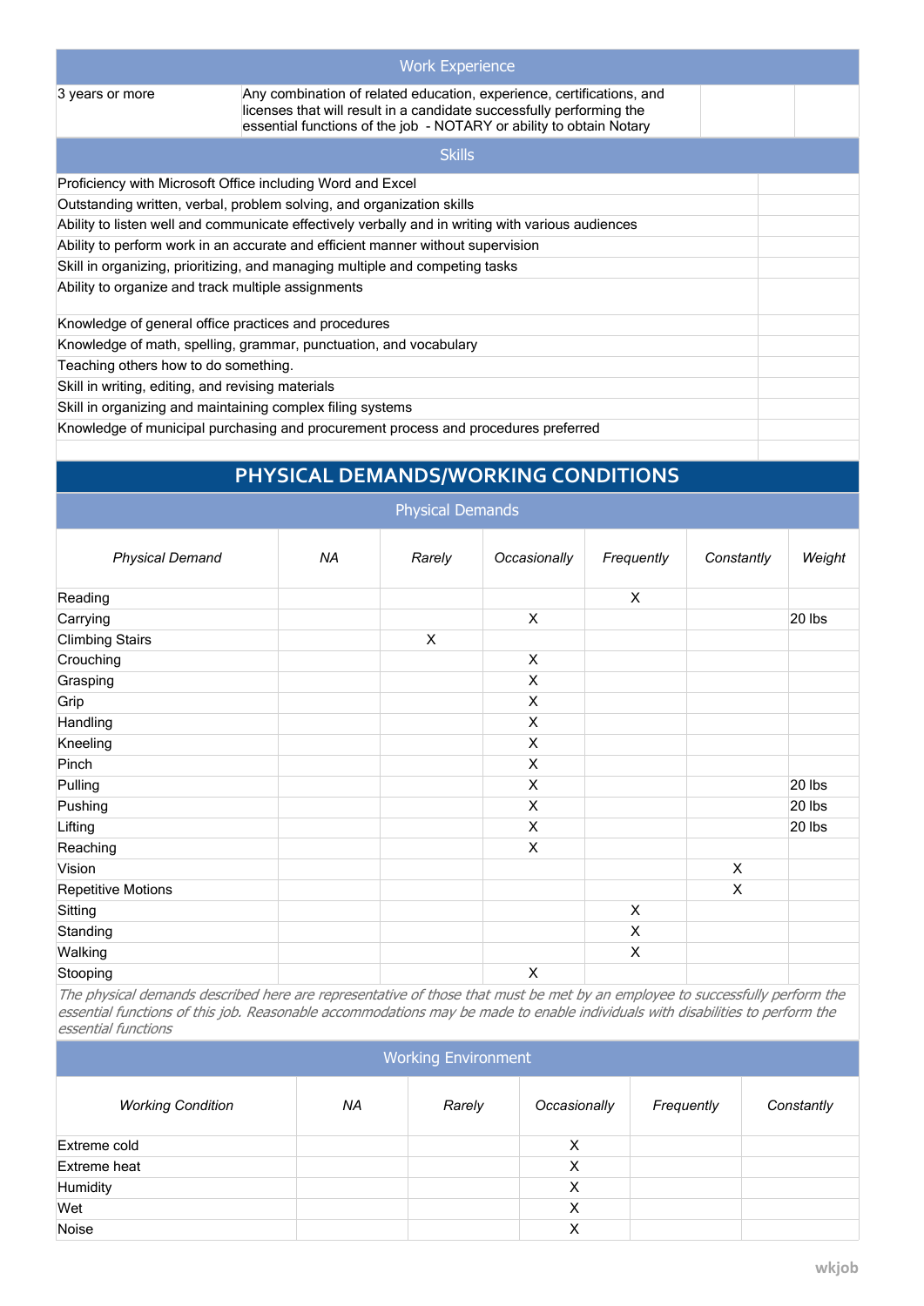| Work Experience | | | |
|---|---|---|---|
| 3 years or more | Any combination of related education, experience, certifications, and licenses that will result in a candidate successfully performing the essential functions of the job - NOTARY or ability to obtain Notary | | |

| Skills | |
|---|---|
| Proficiency with Microsoft Office including Word and Excel | |
| Outstanding written, verbal, problem solving, and organization skills | |
| Ability to listen well and communicate effectively verbally and in writing with various audiences | |
| Ability to perform work in an accurate and efficient manner without supervision | |
| Skill in organizing, prioritizing, and managing multiple and competing tasks | |
| Ability to organize and track multiple assignments | |
| Knowledge of general office practices and procedures | |
| Knowledge of math, spelling, grammar, punctuation, and vocabulary | |
| Teaching others how to do something. | |
| Skill in writing, editing, and revising materials | |
| Skill in organizing and maintaining complex filing systems | |
| Knowledge of municipal purchasing and procurement process and procedures preferred | |

## PHYSICAL DEMANDS/WORKING CONDITIONS

### Physical Demands

| *Physical Demand* | *NA* | *Rarely* | *Occasionally* | *Frequently* | *Constantly* | *Weight* |
|---|---|---|---|---|---|---|
| Reading | | | | X | | |
| Carrying | | | X | | | 20 lbs |
| Climbing Stairs | | X | | | | |
| Crouching | | | X | | | |
| Grasping | | | X | | | |
| Grip | | | X | | | |
| Handling | | | X | | | |
| Kneeling | | | X | | | |
| Pinch | | | X | | | |
| Pulling | | | X | | | 20 lbs |
| Pushing | | | X | | | 20 lbs |
| Lifting | | | X | | | 20 lbs |
| Reaching | | | X | | | |
| Vision | | | | | X | |
| Repetitive Motions | | | | | X | |
| Sitting | | | | X | | |
| Standing | | | | X | | |
| Walking | | | | X | | |
| Stooping | | | X | | | |

*The physical demands described here are representative of those that must be met by an employee to successfully perform the essential functions of this job. Reasonable accommodations may be made to enable individuals with disabilities to perform the essential functions*

### Working Environment

| *Working Condition* | *NA* | *Rarely* | *Occasionally* | *Frequently* | *Constantly* |
|---|---|---|---|---|---|
| Extreme cold | | | X | | |
| Extreme heat | | | X | | |
| Humidity | | | X | | |
| Wet | | | X | | |
| Noise | | | X | | |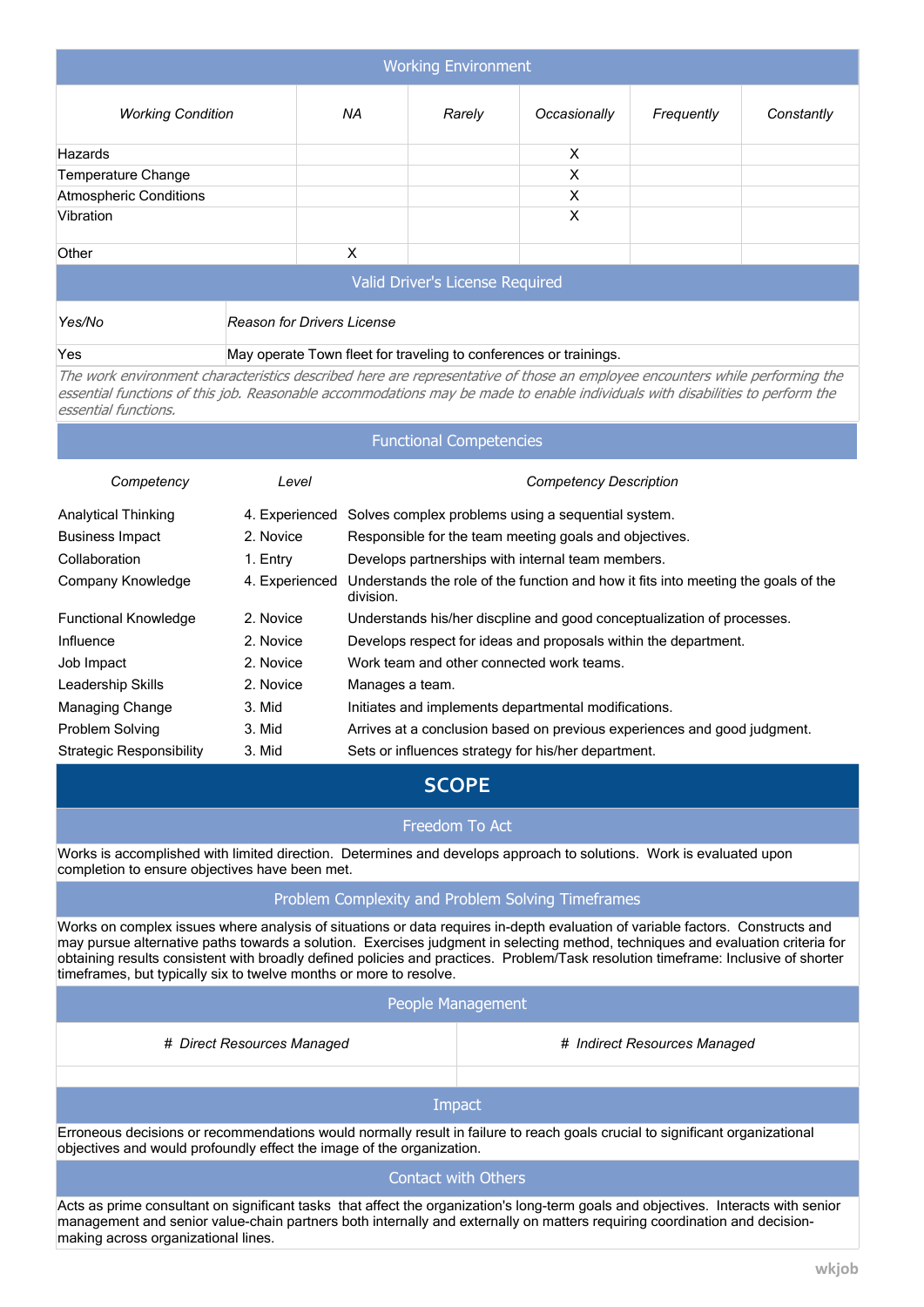## Working Environment

| Working Condition | NA | Rarely | Occasionally | Frequently | Constantly |
|---|---|---|---|---|---|
| Hazards | | | X | | |
| Temperature Change | | | X | | |
| Atmospheric Conditions | | | X | | |
| Vibration | | | X | | |
| Other | X | | | | |

## Valid Driver's License Required

| Yes/No | Reason for Drivers License |
|---|---|
| Yes | May operate Town fleet for traveling to conferences or trainings. |

*The work environment characteristics described here are representative of those an employee encounters while performing the essential functions of this job. Reasonable accommodations may be made to enable individuals with disabilities to perform the essential functions.*

## Functional Competencies

| Competency | Level | Competency Description |
|---|---|---|
| Analytical Thinking | 4. Experienced | Solves complex problems using a sequential system. |
| Business Impact | 2. Novice | Responsible for the team meeting goals and objectives. |
| Collaboration | 1. Entry | Develops partnerships with internal team members. |
| Company Knowledge | 4. Experienced | Understands the role of the function and how it fits into meeting the goals of the division. |
| Functional Knowledge | 2. Novice | Understands his/her discpline and good conceptualization of processes. |
| Influence | 2. Novice | Develops respect for ideas and proposals within the department. |
| Job Impact | 2. Novice | Work team and other connected work teams. |
| Leadership Skills | 2. Novice | Manages a team. |
| Managing Change | 3. Mid | Initiates and implements departmental modifications. |
| Problem Solving | 3. Mid | Arrives at a conclusion based on previous experiences and good judgment. |
| Strategic Responsibility | 3. Mid | Sets or influences strategy for his/her department. |

# SCOPE

## Freedom To Act

Works is accomplished with limited direction. Determines and develops approach to solutions. Work is evaluated upon completion to ensure objectives have been met.

## Problem Complexity and Problem Solving Timeframes

Works on complex issues where analysis of situations or data requires in-depth evaluation of variable factors. Constructs and may pursue alternative paths towards a solution. Exercises judgment in selecting method, techniques and evaluation criteria for obtaining results consistent with broadly defined policies and practices. Problem/Task resolution timeframe: Inclusive of shorter timeframes, but typically six to twelve months or more to resolve.

## People Management

| # Direct Resources Managed | # Indirect Resources Managed |
|---|---|
| | |

## Impact

Erroneous decisions or recommendations would normally result in failure to reach goals crucial to significant organizational objectives and would profoundly effect the image of the organization.

## Contact with Others

Acts as prime consultant on significant tasks that affect the organization's long-term goals and objectives. Interacts with senior management and senior value-chain partners both internally and externally on matters requiring coordination and decision-making across organizational lines.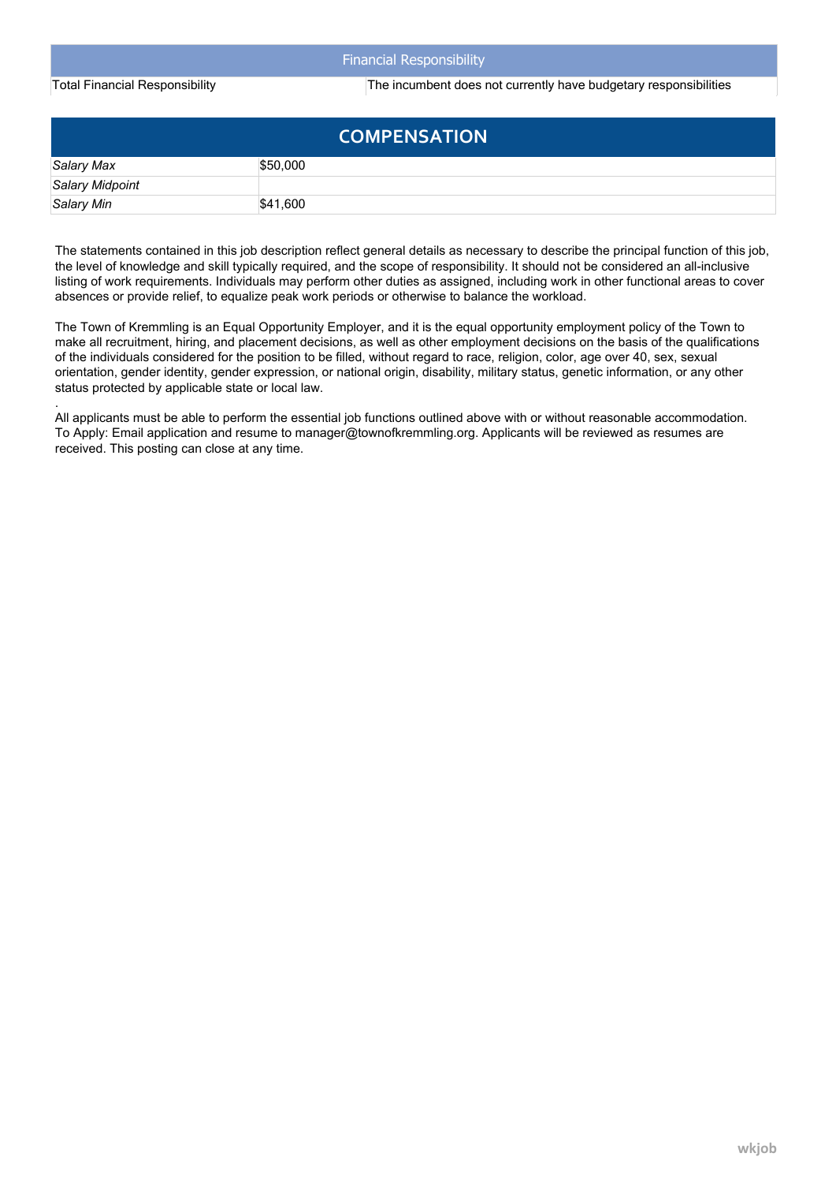| Financial Responsibility | |
|---|---|
| Total Financial Responsibility | The incumbent does not currently have budgetary responsibilities |

## COMPENSATION

| | |
|---|---|
| *Salary Max* | $50,000 |
| *Salary Midpoint* | |
| *Salary Min* | $41,600 |

The statements contained in this job description reflect general details as necessary to describe the principal function of this job, the level of knowledge and skill typically required, and the scope of responsibility. It should not be considered an all-inclusive listing of work requirements. Individuals may perform other duties as assigned, including work in other functional areas to cover absences or provide relief, to equalize peak work periods or otherwise to balance the workload.

The Town of Kremmling is an Equal Opportunity Employer, and it is the equal opportunity employment policy of the Town to make all recruitment, hiring, and placement decisions, as well as other employment decisions on the basis of the qualifications of the individuals considered for the position to be filled, without regard to race, religion, color, age over 40, sex, sexual orientation, gender identity, gender expression, or national origin, disability, military status, genetic information, or any other status protected by applicable state or local law.

.

All applicants must be able to perform the essential job functions outlined above with or without reasonable accommodation. To Apply: Email application and resume to manager@townofkremmling.org. Applicants will be reviewed as resumes are received. This posting can close at any time.